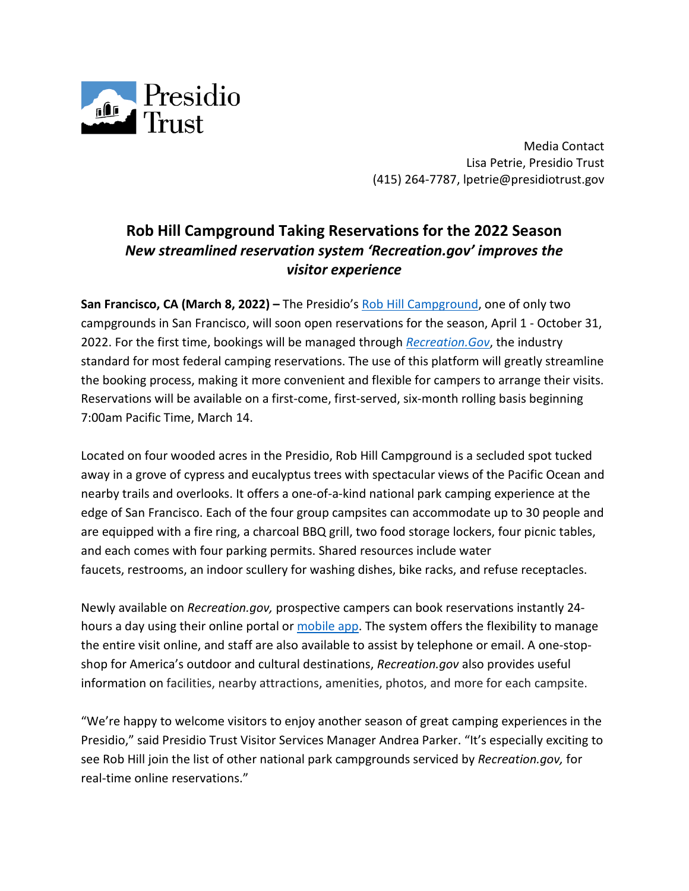Presidio Trust

Media Contact
Lisa Petrie, Presidio Trust
(415) 264-7787, lpetrie@presidiotrust.gov

# Rob Hill Campground Taking Reservations for the 2022 Season

***New streamlined reservation system 'Recreation.gov' improves the visitor experience***

**San Francisco, CA (March 8, 2022) –** The Presidio's Rob Hill Campground, one of only two campgrounds in San Francisco, will soon open reservations for the season, April 1 - October 31, 2022. For the first time, bookings will be managed through *Recreation.Gov*, the industry standard for most federal camping reservations. The use of this platform will greatly streamline the booking process, making it more convenient and flexible for campers to arrange their visits. Reservations will be available on a first-come, first-served, six-month rolling basis beginning 7:00am Pacific Time, March 14.

Located on four wooded acres in the Presidio, Rob Hill Campground is a secluded spot tucked away in a grove of cypress and eucalyptus trees with spectacular views of the Pacific Ocean and nearby trails and overlooks. It offers a one-of-a-kind national park camping experience at the edge of San Francisco. Each of the four group campsites can accommodate up to 30 people and are equipped with a fire ring, a charcoal BBQ grill, two food storage lockers, four picnic tables, and each comes with four parking permits. Shared resources include water faucets, restrooms, an indoor scullery for washing dishes, bike racks, and refuse receptacles.

Newly available on *Recreation.gov,* prospective campers can book reservations instantly 24-hours a day using their online portal or mobile app. The system offers the flexibility to manage the entire visit online, and staff are also available to assist by telephone or email. A one-stop-shop for America's outdoor and cultural destinations, *Recreation.gov* also provides useful information on facilities, nearby attractions, amenities, photos, and more for each campsite.

"We're happy to welcome visitors to enjoy another season of great camping experiences in the Presidio," said Presidio Trust Visitor Services Manager Andrea Parker. "It's especially exciting to see Rob Hill join the list of other national park campgrounds serviced by *Recreation.gov,* for real-time online reservations."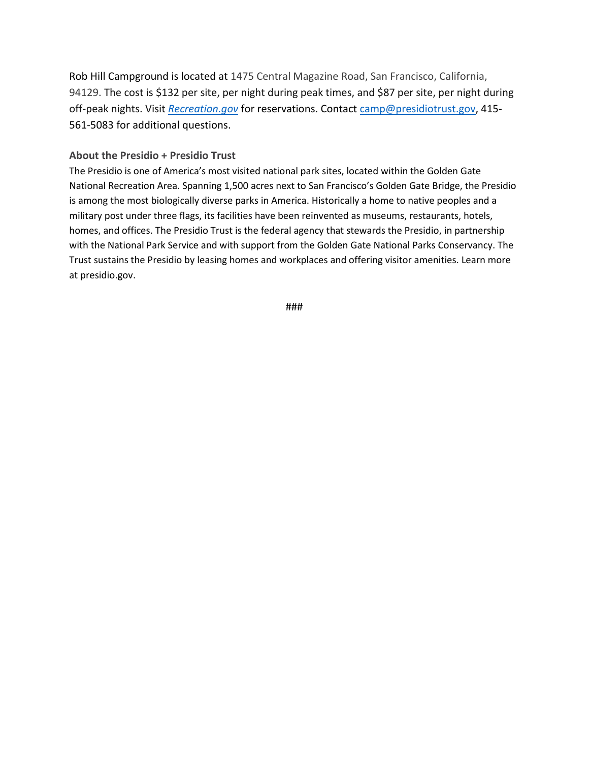Rob Hill Campground is located at 1475 Central Magazine Road, San Francisco, California, 94129. The cost is $132 per site, per night during peak times, and $87 per site, per night during off-peak nights. Visit *[Recreation.gov](Recreation.gov)* for reservations. Contact [camp@presidiotrust.gov](mailto:camp@presidiotrust.gov), 415-561-5083 for additional questions.

### About the Presidio + Presidio Trust

The Presidio is one of America's most visited national park sites, located within the Golden Gate National Recreation Area. Spanning 1,500 acres next to San Francisco's Golden Gate Bridge, the Presidio is among the most biologically diverse parks in America. Historically a home to native peoples and a military post under three flags, its facilities have been reinvented as museums, restaurants, hotels, homes, and offices. The Presidio Trust is the federal agency that stewards the Presidio, in partnership with the National Park Service and with support from the Golden Gate National Parks Conservancy. The Trust sustains the Presidio by leasing homes and workplaces and offering visitor amenities. Learn more at presidio.gov.

###